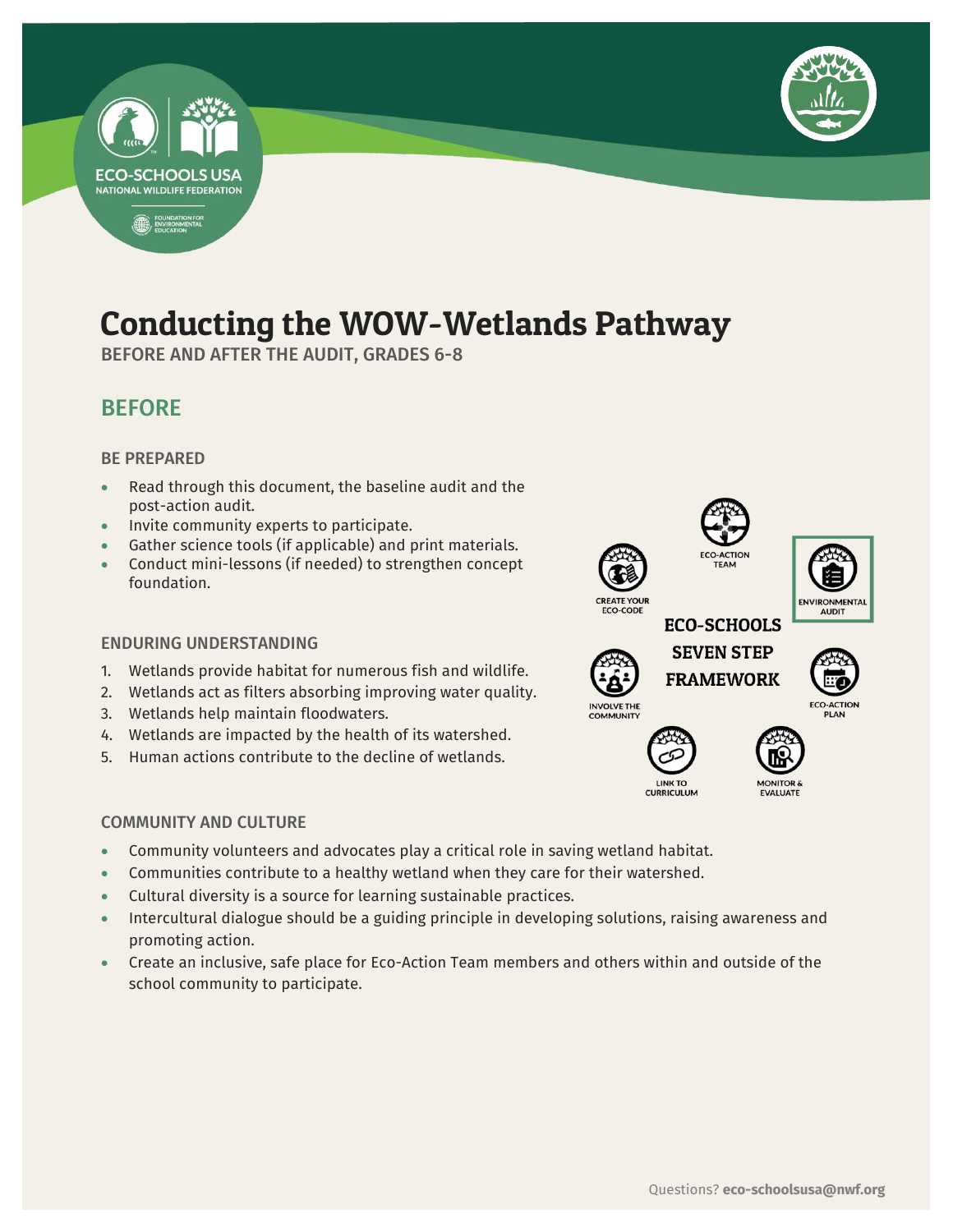# Conducting the WOW-Wetlands Pathway

BEFORE AND AFTER THE AUDIT, GRADES 6-8

## BEFORE

### BE PREPARED

- Read through this document, the baseline audit and the post-action audit.
- Invite community experts to participate.
- Gather science tools (if applicable) and print materials.
- Conduct mini-lessons (if needed) to strengthen concept foundation.

### ENDURING UNDERSTANDING

1. Wetlands provide habitat for numerous fish and wildlife.
2. Wetlands act as filters absorbing improving water quality.
3. Wetlands help maintain floodwaters.
4. Wetlands are impacted by the health of its watershed.
5. Human actions contribute to the decline of wetlands.

**ECO-SCHOOLS SEVEN STEP FRAMEWORK**

- ECO-ACTION TEAM
- ENVIRONMENTAL AUDIT
- ECO-ACTION PLAN
- MONITOR & EVALUATE
- LINK TO CURRICULUM
- INVOLVE THE COMMUNITY
- CREATE YOUR ECO-CODE

### COMMUNITY AND CULTURE

- Community volunteers and advocates play a critical role in saving wetland habitat.
- Communities contribute to a healthy wetland when they care for their watershed.
- Cultural diversity is a source for learning sustainable practices.
- Intercultural dialogue should be a guiding principle in developing solutions, raising awareness and promoting action.
- Create an inclusive, safe place for Eco-Action Team members and others within and outside of the school community to participate.

Questions? **eco-schoolsusa@nwf.org**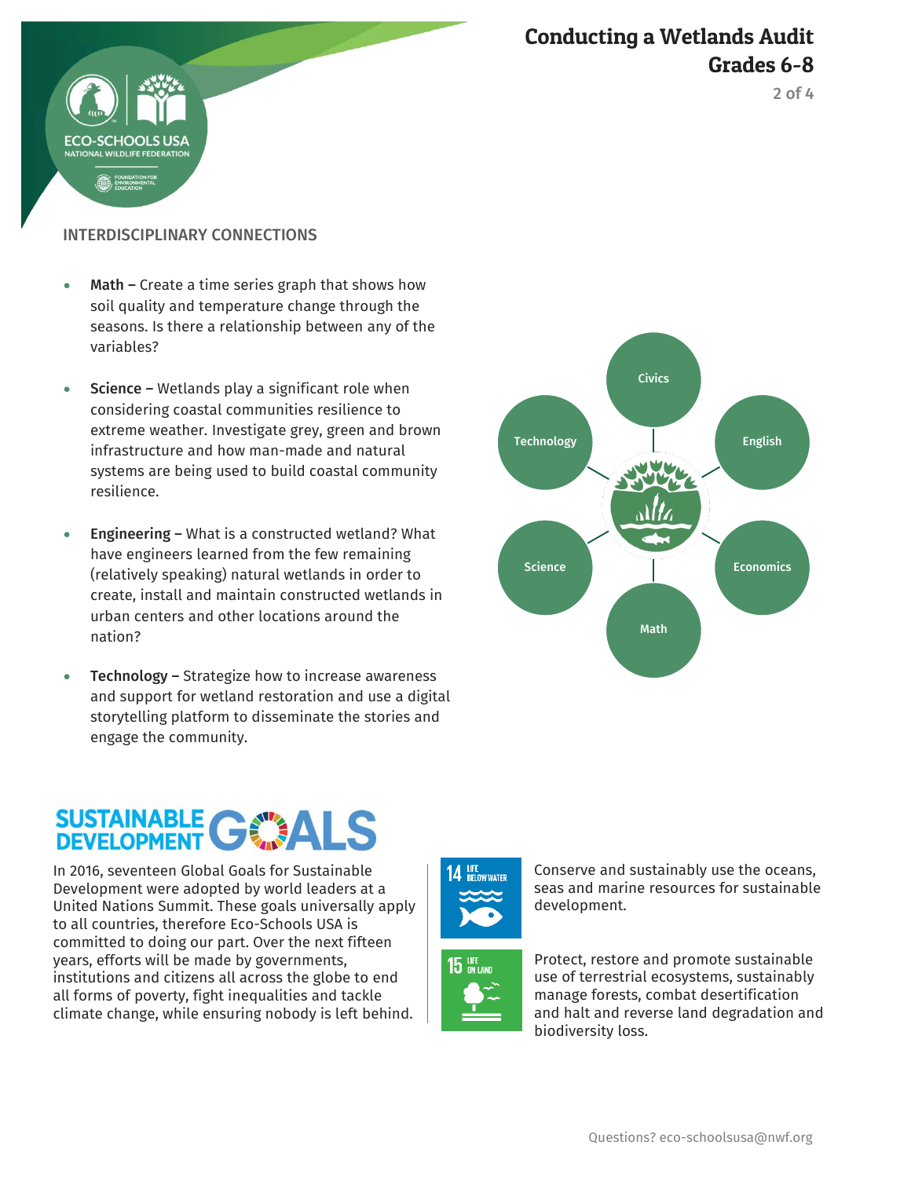## INTERDISCIPLINARY CONNECTIONS

- **Math –** Create a time series graph that shows how soil quality and temperature change through the seasons. Is there a relationship between any of the variables?
- **Science –** Wetlands play a significant role when considering coastal communities resilience to extreme weather. Investigate grey, green and brown infrastructure and how man-made and natural systems are being used to build coastal community resilience.
- **Engineering –** What is a constructed wetland? What have engineers learned from the few remaining (relatively speaking) natural wetlands in order to create, install and maintain constructed wetlands in urban centers and other locations around the nation?
- **Technology –** Strategize how to increase awareness and support for wetland restoration and use a digital storytelling platform to disseminate the stories and engage the community.

Civics · English · Economics · Math · Science · Technology

## SUSTAINABLE DEVELOPMENT GOALS

In 2016, seventeen Global Goals for Sustainable Development were adopted by world leaders at a United Nations Summit. These goals universally apply to all countries, therefore Eco-Schools USA is committed to doing our part. Over the next fifteen years, efforts will be made by governments, institutions and citizens all across the globe to end all forms of poverty, fight inequalities and tackle climate change, while ensuring nobody is left behind.

**14 LIFE BELOW WATER** – Conserve and sustainably use the oceans, seas and marine resources for sustainable development.

**15 LIFE ON LAND** – Protect, restore and promote sustainable use of terrestrial ecosystems, sustainably manage forests, combat desertification and halt and reverse land degradation and biodiversity loss.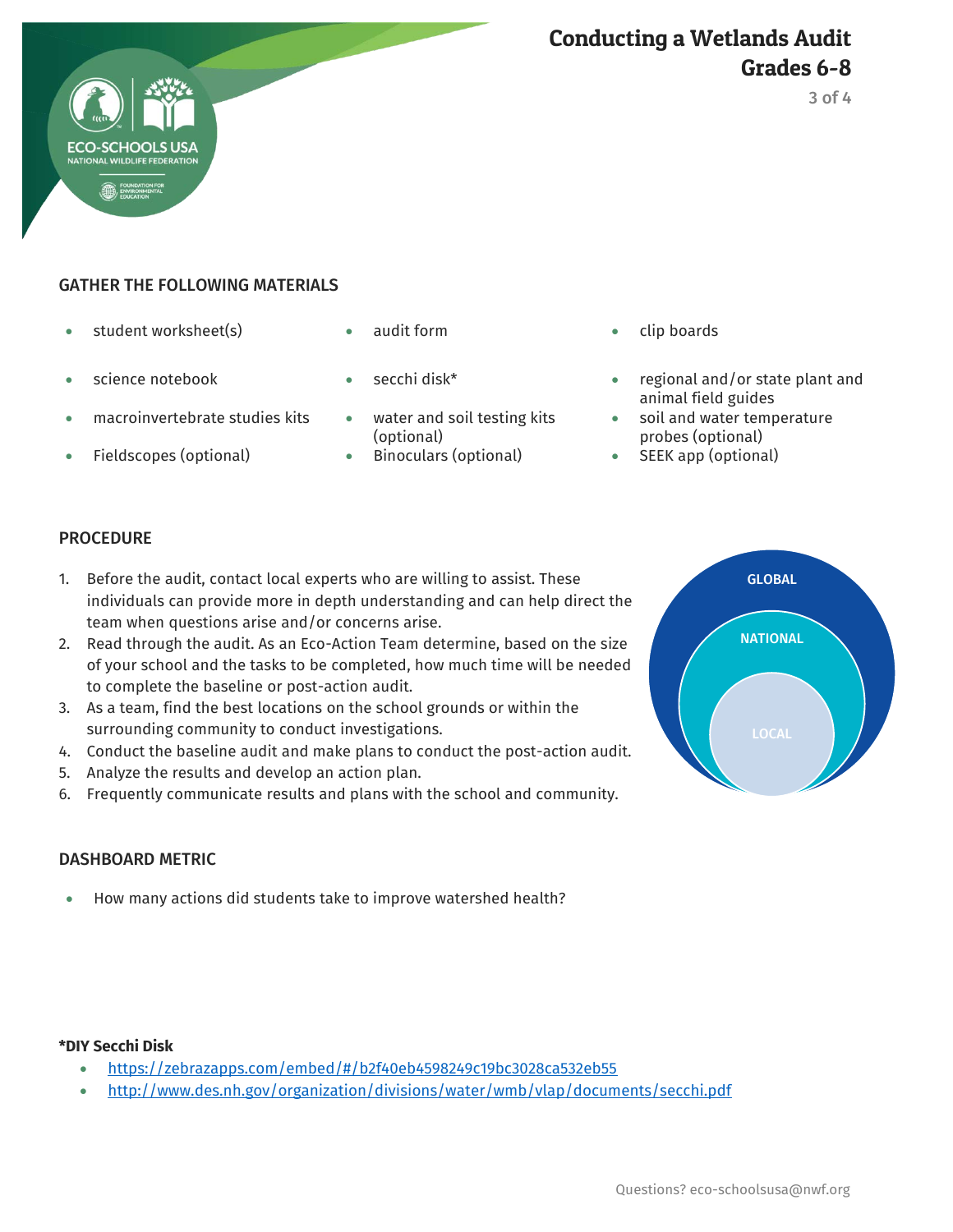## GATHER THE FOLLOWING MATERIALS

- student worksheet(s)
- science notebook
- macroinvertebrate studies kits
- Fieldscopes (optional)
- audit form
- secchi disk*
- water and soil testing kits (optional)
- Binoculars (optional)
- clip boards
- regional and/or state plant and animal field guides
- soil and water temperature probes (optional)
- SEEK app (optional)

## PROCEDURE

1. Before the audit, contact local experts who are willing to assist. These individuals can provide more in depth understanding and can help direct the team when questions arise and/or concerns arise.
2. Read through the audit. As an Eco-Action Team determine, based on the size of your school and the tasks to be completed, how much time will be needed to complete the baseline or post-action audit.
3. As a team, find the best locations on the school grounds or within the surrounding community to conduct investigations.
4. Conduct the baseline audit and make plans to conduct the post-action audit.
5. Analyze the results and develop an action plan.
6. Frequently communicate results and plans with the school and community.

GLOBAL

NATIONAL

LOCAL

## DASHBOARD METRIC

- How many actions did students take to improve watershed health?

**\*DIY Secchi Disk**

- https://zebrazapps.com/embed/#/b2f40eb4598249c19bc3028ca532eb55
- http://www.des.nh.gov/organization/divisions/water/wmb/vlap/documents/secchi.pdf

Questions? eco-schoolsusa@nwf.org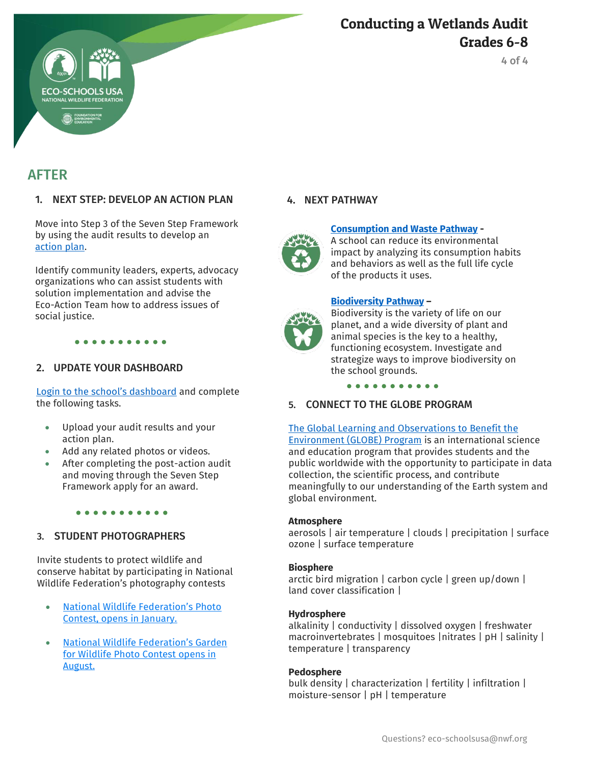# Conducting a Wetlands Audit Grades 6-8

## AFTER

### 1. NEXT STEP: DEVELOP AN ACTION PLAN

Move into Step 3 of the Seven Step Framework by using the audit results to develop an [action plan](#).

Identify community leaders, experts, advocacy organizations who can assist students with solution implementation and advise the Eco-Action Team how to address issues of social justice.

### 2. UPDATE YOUR DASHBOARD

[Login to the school's dashboard](#) and complete the following tasks.

- Upload your audit results and your action plan.
- Add any related photos or videos.
- After completing the post-action audit and moving through the Seven Step Framework apply for an award.

### 3. STUDENT PHOTOGRAPHERS

Invite students to protect wildlife and conserve habitat by participating in National Wildlife Federation's photography contests

- [National Wildlife Federation's Photo Contest, opens in January.](#)
- [National Wildlife Federation's Garden for Wildlife Photo Contest opens in August.](#)

### 4. NEXT PATHWAY

**[Consumption and Waste Pathway](#)** - A school can reduce its environmental impact by analyzing its consumption habits and behaviors as well as the full life cycle of the products it uses.

**[Biodiversity Pathway](#)** – Biodiversity is the variety of life on our planet, and a wide diversity of plant and animal species is the key to a healthy, functioning ecosystem. Investigate and strategize ways to improve biodiversity on the school grounds.

### 5. CONNECT TO THE GLOBE PROGRAM

[The Global Learning and Observations to Benefit the Environment (GLOBE) Program](#) is an international science and education program that provides students and the public worldwide with the opportunity to participate in data collection, the scientific process, and contribute meaningfully to our understanding of the Earth system and global environment.

**Atmosphere**
aerosols | air temperature | clouds | precipitation | surface ozone | surface temperature

**Biosphere**
arctic bird migration | carbon cycle | green up/down | land cover classification |

**Hydrosphere**
alkalinity | conductivity | dissolved oxygen | freshwater macroinvertebrates | mosquitoes |nitrates | pH | salinity | temperature | transparency

**Pedosphere**
bulk density | characterization | fertility | infiltration | moisture-sensor | pH | temperature

Questions? eco-schoolsusa@nwf.org